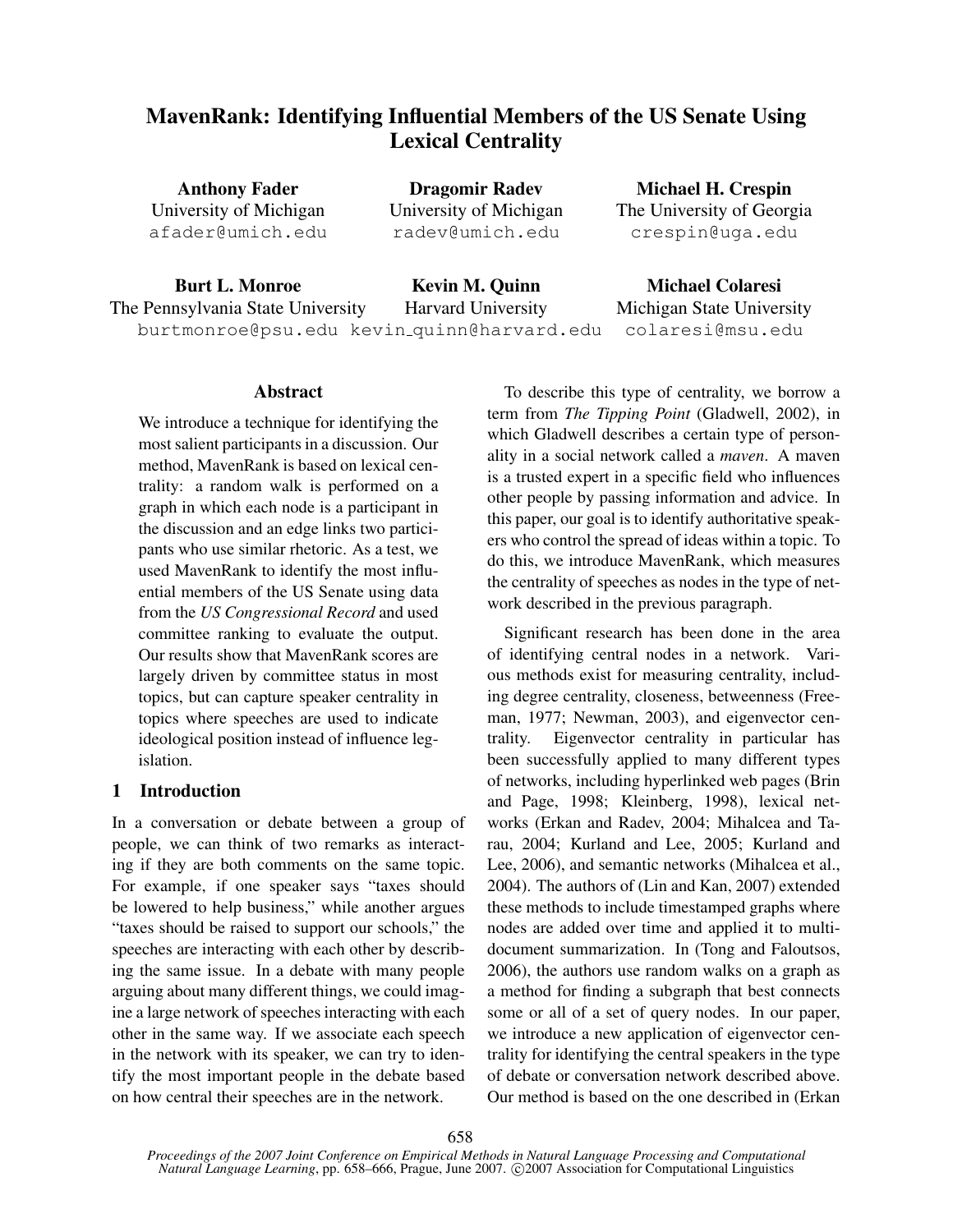# MavenRank: Identifying Influential Members of the US Senate Using Lexical Centrality

**Anthony Fader**
University of Michigan
afader@umich.edu

**Dragomir Radev**
University of Michigan
radev@umich.edu

**Michael H. Crespin**
The University of Georgia
crespin@uga.edu

**Burt L. Monroe**
The Pennsylvania State University
burtmonroe@psu.edu

**Kevin M. Quinn**
Harvard University
kevin_quinn@harvard.edu

**Michael Colaresi**
Michigan State University
colaresi@msu.edu

## Abstract

We introduce a technique for identifying the most salient participants in a discussion. Our method, MavenRank is based on lexical centrality: a random walk is performed on a graph in which each node is a participant in the discussion and an edge links two participants who use similar rhetoric. As a test, we used MavenRank to identify the most influential members of the US Senate using data from the *US Congressional Record* and used committee ranking to evaluate the output. Our results show that MavenRank scores are largely driven by committee status in most topics, but can capture speaker centrality in topics where speeches are used to indicate ideological position instead of influence legislation.

## 1 Introduction

In a conversation or debate between a group of people, we can think of two remarks as interacting if they are both comments on the same topic. For example, if one speaker says "taxes should be lowered to help business," while another argues "taxes should be raised to support our schools," the speeches are interacting with each other by describing the same issue. In a debate with many people arguing about many different things, we could imagine a large network of speeches interacting with each other in the same way. If we associate each speech in the network with its speaker, we can try to identify the most important people in the debate based on how central their speeches are in the network.

To describe this type of centrality, we borrow a term from *The Tipping Point* (Gladwell, 2002), in which Gladwell describes a certain type of personality in a social network called a *maven*. A maven is a trusted expert in a specific field who influences other people by passing information and advice. In this paper, our goal is to identify authoritative speakers who control the spread of ideas within a topic. To do this, we introduce MavenRank, which measures the centrality of speeches as nodes in the type of network described in the previous paragraph.

Significant research has been done in the area of identifying central nodes in a network. Various methods exist for measuring centrality, including degree centrality, closeness, betweenness (Freeman, 1977; Newman, 2003), and eigenvector centrality. Eigenvector centrality in particular has been successfully applied to many different types of networks, including hyperlinked web pages (Brin and Page, 1998; Kleinberg, 1998), lexical networks (Erkan and Radev, 2004; Mihalcea and Tarau, 2004; Kurland and Lee, 2005; Kurland and Lee, 2006), and semantic networks (Mihalcea et al., 2004). The authors of (Lin and Kan, 2007) extended these methods to include timestamped graphs where nodes are added over time and applied it to multi-document summarization. In (Tong and Faloutsos, 2006), the authors use random walks on a graph as a method for finding a subgraph that best connects some or all of a set of query nodes. In our paper, we introduce a new application of eigenvector centrality for identifying the central speakers in the type of debate or conversation network described above. Our method is based on the one described in (Erkan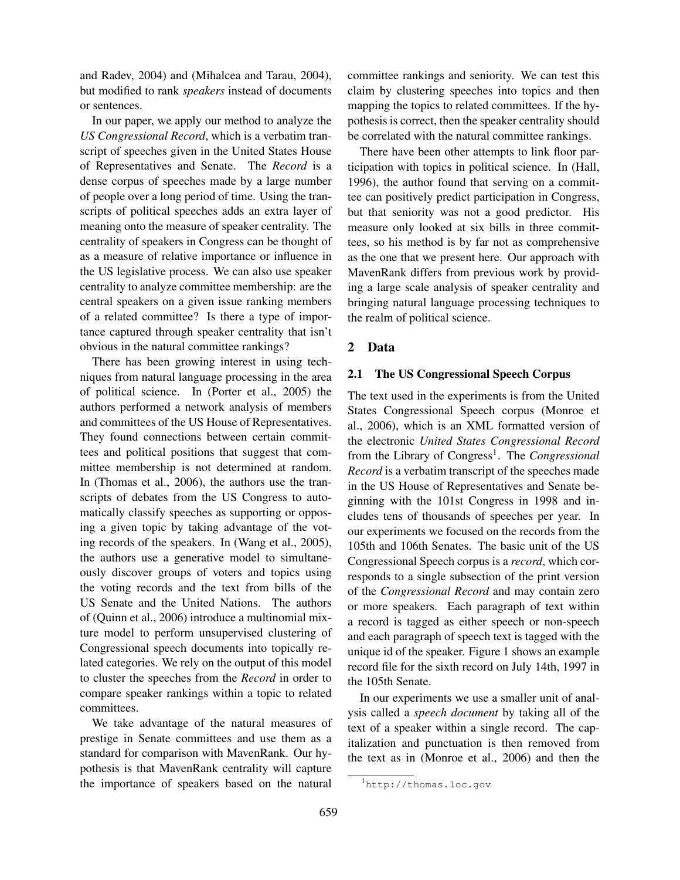and Radev, 2004) and (Mihalcea and Tarau, 2004), but modified to rank *speakers* instead of documents or sentences.

In our paper, we apply our method to analyze the *US Congressional Record*, which is a verbatim transcript of speeches given in the United States House of Representatives and Senate. The *Record* is a dense corpus of speeches made by a large number of people over a long period of time. Using the transcripts of political speeches adds an extra layer of meaning onto the measure of speaker centrality. The centrality of speakers in Congress can be thought of as a measure of relative importance or influence in the US legislative process. We can also use speaker centrality to analyze committee membership: are the central speakers on a given issue ranking members of a related committee? Is there a type of importance captured through speaker centrality that isn't obvious in the natural committee rankings?

There has been growing interest in using techniques from natural language processing in the area of political science. In (Porter et al., 2005) the authors performed a network analysis of members and committees of the US House of Representatives. They found connections between certain committees and political positions that suggest that committee membership is not determined at random. In (Thomas et al., 2006), the authors use the transcripts of debates from the US Congress to automatically classify speeches as supporting or opposing a given topic by taking advantage of the voting records of the speakers. In (Wang et al., 2005), the authors use a generative model to simultaneously discover groups of voters and topics using the voting records and the text from bills of the US Senate and the United Nations. The authors of (Quinn et al., 2006) introduce a multinomial mixture model to perform unsupervised clustering of Congressional speech documents into topically related categories. We rely on the output of this model to cluster the speeches from the *Record* in order to compare speaker rankings within a topic to related committees.

We take advantage of the natural measures of prestige in Senate committees and use them as a standard for comparison with MavenRank. Our hypothesis is that MavenRank centrality will capture the importance of speakers based on the natural committee rankings and seniority. We can test this claim by clustering speeches into topics and then mapping the topics to related committees. If the hypothesis is correct, then the speaker centrality should be correlated with the natural committee rankings.

There have been other attempts to link floor participation with topics in political science. In (Hall, 1996), the author found that serving on a committee can positively predict participation in Congress, but that seniority was not a good predictor. His measure only looked at six bills in three committees, so his method is by far not as comprehensive as the one that we present here. Our approach with MavenRank differs from previous work by providing a large scale analysis of speaker centrality and bringing natural language processing techniques to the realm of political science.

## 2 Data

### 2.1 The US Congressional Speech Corpus

The text used in the experiments is from the United States Congressional Speech corpus (Monroe et al., 2006), which is an XML formatted version of the electronic *United States Congressional Record* from the Library of Congress[1]. The *Congressional Record* is a verbatim transcript of the speeches made in the US House of Representatives and Senate beginning with the 101st Congress in 1998 and includes tens of thousands of speeches per year. In our experiments we focused on the records from the 105th and 106th Senates. The basic unit of the US Congressional Speech corpus is a *record*, which corresponds to a single subsection of the print version of the *Congressional Record* and may contain zero or more speakers. Each paragraph of text within a record is tagged as either speech or non-speech and each paragraph of speech text is tagged with the unique id of the speaker. Figure 1 shows an example record file for the sixth record on July 14th, 1997 in the 105th Senate.

In our experiments we use a smaller unit of analysis called a *speech document* by taking all of the text of a speaker within a single record. The capitalization and punctuation is then removed from the text as in (Monroe et al., 2006) and then the

[1] http://thomas.loc.gov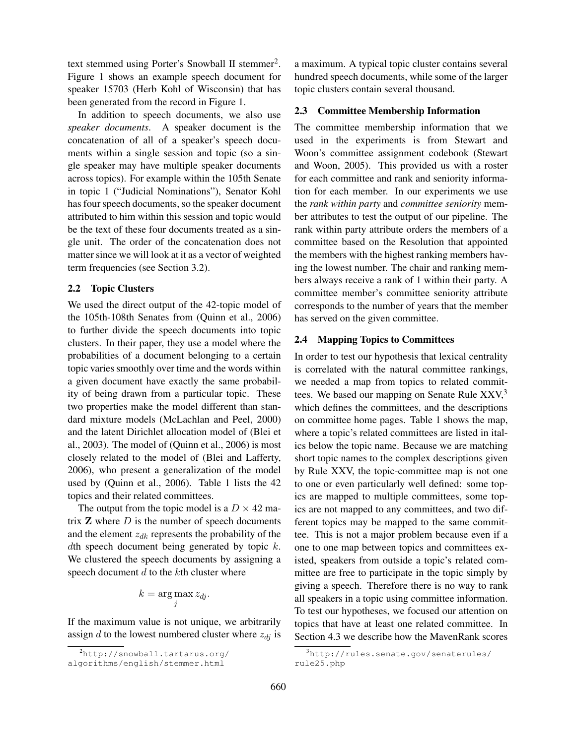text stemmed using Porter's Snowball II stemmer[2]. Figure 1 shows an example speech document for speaker 15703 (Herb Kohl of Wisconsin) that has been generated from the record in Figure 1.

In addition to speech documents, we also use *speaker documents*. A speaker document is the concatenation of all of a speaker's speech documents within a single session and topic (so a single speaker may have multiple speaker documents across topics). For example within the 105th Senate in topic 1 ("Judicial Nominations"), Senator Kohl has four speech documents, so the speaker document attributed to him within this session and topic would be the text of these four documents treated as a single unit. The order of the concatenation does not matter since we will look at it as a vector of weighted term frequencies (see Section 3.2).

## 2.2 Topic Clusters

We used the direct output of the 42-topic model of the 105th-108th Senates from (Quinn et al., 2006) to further divide the speech documents into topic clusters. In their paper, they use a model where the probabilities of a document belonging to a certain topic varies smoothly over time and the words within a given document have exactly the same probability of being drawn from a particular topic. These two properties make the model different than standard mixture models (McLachlan and Peel, 2000) and the latent Dirichlet allocation model of (Blei et al., 2003). The model of (Quinn et al., 2006) is most closely related to the model of (Blei and Lafferty, 2006), who present a generalization of the model used by (Quinn et al., 2006). Table 1 lists the 42 topics and their related committees.

The output from the topic model is a $D \times 42$ matrix $\mathbf{Z}$ where $D$ is the number of speech documents and the element $z_{dk}$ represents the probability of the $d$th speech document being generated by topic $k$. We clustered the speech documents by assigning a speech document $d$ to the $k$th cluster where

$$k = \arg\max_j z_{dj}.$$

If the maximum value is not unique, we arbitrarily assign $d$ to the lowest numbered cluster where $z_{dj}$ is a maximum. A typical topic cluster contains several hundred speech documents, while some of the larger topic clusters contain several thousand.

## 2.3 Committee Membership Information

The committee membership information that we used in the experiments is from Stewart and Woon's committee assignment codebook (Stewart and Woon, 2005). This provided us with a roster for each committee and rank and seniority information for each member. In our experiments we use the *rank within party* and *committee seniority* member attributes to test the output of our pipeline. The rank within party attribute orders the members of a committee based on the Resolution that appointed the members with the highest ranking members having the lowest number. The chair and ranking members always receive a rank of 1 within their party. A committee member's committee seniority attribute corresponds to the number of years that the member has served on the given committee.

## 2.4 Mapping Topics to Committees

In order to test our hypothesis that lexical centrality is correlated with the natural committee rankings, we needed a map from topics to related committees. We based our mapping on Senate Rule XXV,[3] which defines the committees, and the descriptions on committee home pages. Table 1 shows the map, where a topic's related committees are listed in italics below the topic name. Because we are matching short topic names to the complex descriptions given by Rule XXV, the topic-committee map is not one to one or even particularly well defined: some topics are mapped to multiple committees, some topics are not mapped to any committees, and two different topics may be mapped to the same committee. This is not a major problem because even if a one to one map between topics and committees existed, speakers from outside a topic's related committee are free to participate in the topic simply by giving a speech. Therefore there is no way to rank all speakers in a topic using committee information. To test our hypotheses, we focused our attention on topics that have at least one related committee. In Section 4.3 we describe how the MavenRank scores

[2] http://snowball.tartarus.org/algorithms/english/stemmer.html

[3] http://rules.senate.gov/senaterules/rule25.php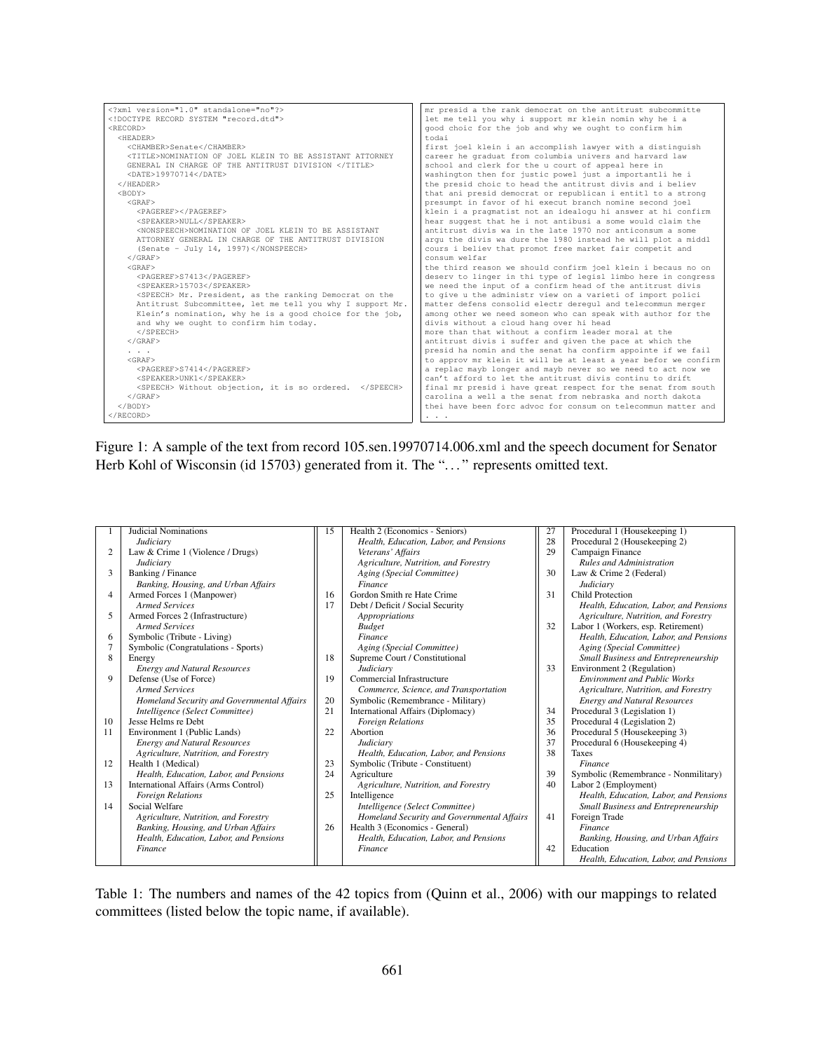```
<?xml version="1.0" standalone="no"?>
<!DOCTYPE RECORD SYSTEM "record.dtd">
<RECORD>
  <HEADER>
    <CHAMBER>Senate</CHAMBER>
    <TITLE>NOMINATION OF JOEL KLEIN TO BE ASSISTANT ATTORNEY
    GENERAL IN CHARGE OF THE ANTITRUST DIVISION </TITLE>
    <DATE>19970714</DATE>
  </HEADER>
  <BODY>
    <GRAF>
      <PAGEREF></PAGEREF>
      <SPEAKER>NULL</SPEAKER>
      <NONSPEECH>NOMINATION OF JOEL KLEIN TO BE ASSISTANT
      ATTORNEY GENERAL IN CHARGE OF THE ANTITRUST DIVISION
      (Senate - July 14, 1997)</NONSPEECH>
    </GRAF>
    <GRAF>
      <PAGEREF>S7413</PAGEREF>
      <SPEAKER>15703</SPEAKER>
      <SPEECH> Mr. President, as the ranking Democrat on the
      Antitrust Subcommittee, let me tell you why I support Mr.
      Klein's nomination, why he is a good choice for the job,
      and why we ought to confirm him today.
      </SPEECH>
    </GRAF>
    . . .
    <GRAF>
      <PAGEREF>S7414</PAGEREF>
      <SPEAKER>UNK1</SPEAKER>
      <SPEECH> Without objection, it is so ordered.  </SPEECH>
    </GRAF>
  </BODY>
</RECORD>
```

```
mr presid a the rank democrat on the antitrust subcommitte
let me tell you why i support mr klein nomin why he i a
good choic for the job and why we ought to confirm him
todai
first joel klein i an accomplish lawyer with a distinguish
career he graduat from columbia univers and harvard law
school and clerk for the u court of appeal here in
washington then for justic powel just a importantli he i
the presid choic to head the antitrust divis and i believ
that ani presid democrat or republican i entitl to a strong
presumpt in favor of hi execut branch nomine second joel
klein i a pragmatist not an idealogu hi answer at hi confirm
hear suggest that he i not antibusi a some would claim the
antitrust divis wa in the late 1970 nor anticonsum a some
argu the divis wa dure the 1980 instead he will plot a middl
cours i believ that promot free market fair competit and
consum welfar
the third reason we should confirm joel klein i becaus no on
deserv to linger in thi type of legisl limbo here in congress
we need the input of a confirm head of the antitrust divis
to give u the administr view on a varieti of import polici
matter defens consolid electr deregul and telecommun merger
among other we need someon who can speak with author for the
divis without a cloud hang over hi head
more than that without a confirm leader moral at the
antitrust divis i suffer and given the pace at which the
presid ha nomin and the senat ha confirm appointe if we fail
to approv mr klein it will be at least a year befor we confirm
a replac mayb longer and mayb never so we need to act now we
can't afford to let the antitrust divis continu to drift
final mr presid i have great respect for the senat from south
carolina a well a the senat from nebraska and north dakota
thei have been forc advoc for consum on telecommun matter and
. . .
```

Figure 1: A sample of the text from record 105.sen.19970714.006.xml and the speech document for Senator Herb Kohl of Wisconsin (id 15703) generated from it. The "..." represents omitted text.

| # | Topic / *Committees* | # | Topic / *Committees* | # | Topic / *Committees* |
|---|---|---|---|---|---|
| 1 | Judicial Nominations<br>*Judiciary* | 15 | Health 2 (Economics - Seniors)<br>*Health, Education, Labor, and Pensions*<br>*Veterans' Affairs*<br>*Agriculture, Nutrition, and Forestry*<br>*Aging (Special Committee)*<br>*Finance* | 27 | Procedural 1 (Housekeeping 1) |
| 2 | Law & Crime 1 (Violence / Drugs)<br>*Judiciary* | 16 | Gordon Smith re Hate Crime | 28 | Procedural 2 (Housekeeping 2) |
| 3 | Banking / Finance<br>*Banking, Housing, and Urban Affairs* | 17 | Debt / Deficit / Social Security<br>*Appropriations*<br>*Budget*<br>*Finance*<br>*Aging (Special Committee)* | 29 | Campaign Finance<br>*Rules and Administration* |
| 4 | Armed Forces 1 (Manpower)<br>*Armed Services* | 18 | Supreme Court / Constitutional<br>*Judiciary* | 30 | Law & Crime 2 (Federal)<br>*Judiciary* |
| 5 | Armed Forces 2 (Infrastructure)<br>*Armed Services* | 19 | Commercial Infrastructure<br>*Commerce, Science, and Transportation* | 31 | Child Protection<br>*Health, Education, Labor, and Pensions*<br>*Agriculture, Nutrition, and Forestry* |
| 6 | Symbolic (Tribute - Living) | 20 | Symbolic (Remembrance - Military) | 32 | Labor 1 (Workers, esp. Retirement)<br>*Health, Education, Labor, and Pensions*<br>*Aging (Special Committee)*<br>*Small Business and Entrepreneurship* |
| 7 | Symbolic (Congratulations - Sports) | 21 | International Affairs (Diplomacy)<br>*Foreign Relations* | 33 | Environment 2 (Regulation)<br>*Environment and Public Works*<br>*Agriculture, Nutrition, and Forestry*<br>*Energy and Natural Resources* |
| 8 | Energy<br>*Energy and Natural Resources* | 22 | Abortion<br>*Judiciary*<br>*Health, Education, Labor, and Pensions* | 34 | Procedural 3 (Legislation 1) |
| 9 | Defense (Use of Force)<br>*Armed Services*<br>*Homeland Security and Governmental Affairs*<br>*Intelligence (Select Committee)* | 23 | Symbolic (Tribute - Constituent) | 35 | Procedural 4 (Legislation 2) |
| 10 | Jesse Helms re Debt | 24 | Agriculture<br>*Agriculture, Nutrition, and Forestry* | 36 | Procedural 5 (Housekeeping 3) |
| 11 | Environment 1 (Public Lands)<br>*Energy and Natural Resources*<br>*Agriculture, Nutrition, and Forestry* | 25 | Intelligence<br>*Intelligence (Select Committee)*<br>*Homeland Security and Governmental Affairs* | 37 | Procedural 6 (Housekeeping 4) |
| 12 | Health 1 (Medical)<br>*Health, Education, Labor, and Pensions* | 26 | Health 3 (Economics - General)<br>*Health, Education, Labor, and Pensions*<br>*Finance* | 38 | Taxes<br>*Finance* |
| 13 | International Affairs (Arms Control)<br>*Foreign Relations* | | | 39 | Symbolic (Remembrance - Nonmilitary) |
| 14 | Social Welfare<br>*Agriculture, Nutrition, and Forestry*<br>*Banking, Housing, and Urban Affairs*<br>*Health, Education, Labor, and Pensions*<br>*Finance* | | | 40 | Labor 2 (Employment)<br>*Health, Education, Labor, and Pensions*<br>*Small Business and Entrepreneurship* |
| | | | | 41 | Foreign Trade<br>*Finance*<br>*Banking, Housing, and Urban Affairs* |
| | | | | 42 | Education<br>*Health, Education, Labor, and Pensions* |

Table 1: The numbers and names of the 42 topics from (Quinn et al., 2006) with our mappings to related committees (listed below the topic name, if available).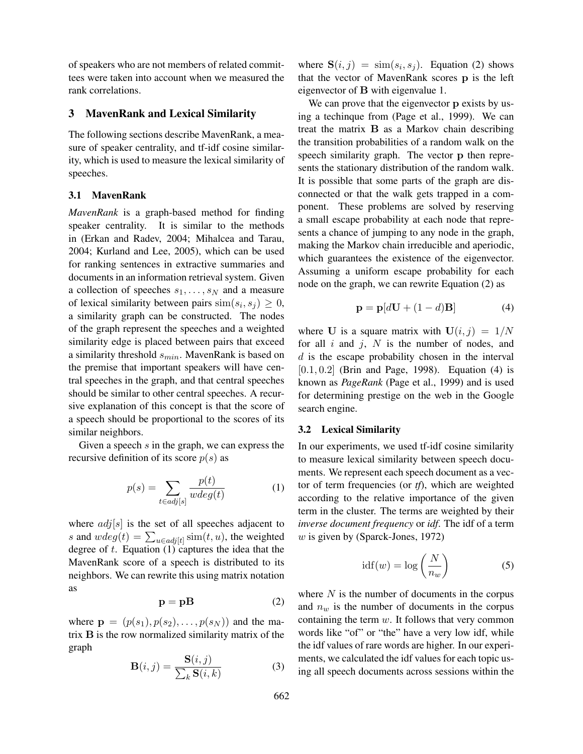of speakers who are not members of related committees were taken into account when we measured the rank correlations.

## 3 MavenRank and Lexical Similarity

The following sections describe MavenRank, a measure of speaker centrality, and tf-idf cosine similarity, which is used to measure the lexical similarity of speeches.

### 3.1 MavenRank

*MavenRank* is a graph-based method for finding speaker centrality. It is similar to the methods in (Erkan and Radev, 2004; Mihalcea and Tarau, 2004; Kurland and Lee, 2005), which can be used for ranking sentences in extractive summaries and documents in an information retrieval system. Given a collection of speeches $s_1, \ldots, s_N$ and a measure of lexical similarity between pairs $\text{sim}(s_i, s_j) \geq 0$, a similarity graph can be constructed. The nodes of the graph represent the speeches and a weighted similarity edge is placed between pairs that exceed a similarity threshold $s_{min}$. MavenRank is based on the premise that important speakers will have central speeches in the graph, and that central speeches should be similar to other central speeches. A recursive explanation of this concept is that the score of a speech should be proportional to the scores of its similar neighbors.

Given a speech $s$ in the graph, we can express the recursive definition of its score $p(s)$ as

$$p(s) = \sum_{t \in adj[s]} \frac{p(t)}{wdeg(t)} \tag{1}$$

where $adj[s]$ is the set of all speeches adjacent to $s$ and $wdeg(t) = \sum_{u \in adj[t]} \text{sim}(t, u)$, the weighted degree of $t$. Equation (1) captures the idea that the MavenRank score of a speech is distributed to its neighbors. We can rewrite this using matrix notation as

$$\mathbf{p} = \mathbf{p}\mathbf{B} \tag{2}$$

where $\mathbf{p} = (p(s_1), p(s_2), \ldots, p(s_N))$ and the matrix $\mathbf{B}$ is the row normalized similarity matrix of the graph

$$\mathbf{B}(i,j) = \frac{\mathbf{S}(i,j)}{\sum_k \mathbf{S}(i,k)} \tag{3}$$

where $\mathbf{S}(i,j) = \text{sim}(s_i, s_j)$. Equation (2) shows that the vector of MavenRank scores $\mathbf{p}$ is the left eigenvector of $\mathbf{B}$ with eigenvalue 1.

We can prove that the eigenvector $\mathbf{p}$ exists by using a techinque from (Page et al., 1999). We can treat the matrix $\mathbf{B}$ as a Markov chain describing the transition probabilities of a random walk on the speech similarity graph. The vector $\mathbf{p}$ then represents the stationary distribution of the random walk. It is possible that some parts of the graph are disconnected or that the walk gets trapped in a component. These problems are solved by reserving a small escape probability at each node that represents a chance of jumping to any node in the graph, making the Markov chain irreducible and aperiodic, which guarantees the existence of the eigenvector. Assuming a uniform escape probability for each node on the graph, we can rewrite Equation (2) as

$$\mathbf{p} = \mathbf{p}[d\mathbf{U} + (1-d)\mathbf{B}] \tag{4}$$

where $\mathbf{U}$ is a square matrix with $\mathbf{U}(i,j) = 1/N$ for all $i$ and $j$, $N$ is the number of nodes, and $d$ is the escape probability chosen in the interval $[0.1, 0.2]$ (Brin and Page, 1998). Equation (4) is known as *PageRank* (Page et al., 1999) and is used for determining prestige on the web in the Google search engine.

### 3.2 Lexical Similarity

In our experiments, we used tf-idf cosine similarity to measure lexical similarity between speech documents. We represent each speech document as a vector of term frequencies (or *tf*), which are weighted according to the relative importance of the given term in the cluster. The terms are weighted by their *inverse document frequency* or *idf*. The idf of a term $w$ is given by (Sparck-Jones, 1972)

$$\text{idf}(w) = \log\left(\frac{N}{n_w}\right) \tag{5}$$

where $N$ is the number of documents in the corpus and $n_w$ is the number of documents in the corpus containing the term $w$. It follows that very common words like "of" or "the" have a very low idf, while the idf values of rare words are higher. In our experiments, we calculated the idf values for each topic using all speech documents across sessions within the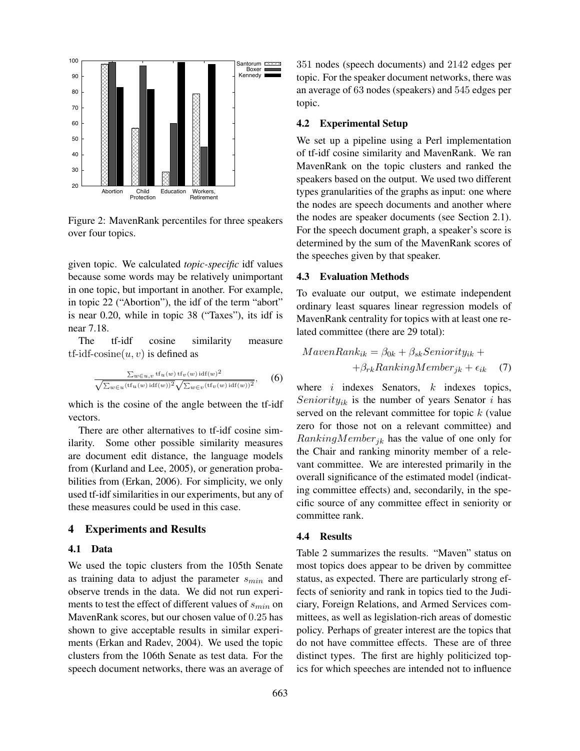Figure 2: MavenRank percentiles for three speakers over four topics.

given topic. We calculated *topic-specific* idf values because some words may be relatively unimportant in one topic, but important in another. For example, in topic 22 ("Abortion"), the idf of the term "abort" is near 0.20, while in topic 38 ("Taxes"), its idf is near 7.18.

The tf-idf cosine similarity measure $\text{tf-idf-cosine}(u, v)$ is defined as

$$\frac{\sum_{w \in u,v} \text{tf}_u(w)\,\text{tf}_v(w)\,\text{idf}(w)^2}{\sqrt{\sum_{w \in u}(\text{tf}_u(w)\,\text{idf}(w))^2}\sqrt{\sum_{w \in v}(\text{tf}_v(w)\,\text{idf}(w))^2}}, \quad (6)$$

which is the cosine of the angle between the tf-idf vectors.

There are other alternatives to tf-idf cosine similarity. Some other possible similarity measures are document edit distance, the language models from (Kurland and Lee, 2005), or generation probabilities from (Erkan, 2006). For simplicity, we only used tf-idf similarities in our experiments, but any of these measures could be used in this case.

## 4 Experiments and Results

### 4.1 Data

We used the topic clusters from the 105th Senate as training data to adjust the parameter $s_{min}$ and observe trends in the data. We did not run experiments to test the effect of different values of $s_{min}$ on MavenRank scores, but our chosen value of $0.25$ has shown to give acceptable results in similar experiments (Erkan and Radev, 2004). We used the topic clusters from the 106th Senate as test data. For the speech document networks, there was an average of $351$ nodes (speech documents) and $2142$ edges per topic. For the speaker document networks, there was an average of $63$ nodes (speakers) and $545$ edges per topic.

### 4.2 Experimental Setup

We set up a pipeline using a Perl implementation of tf-idf cosine similarity and MavenRank. We ran MavenRank on the topic clusters and ranked the speakers based on the output. We used two different types granularities of the graphs as input: one where the nodes are speech documents and another where the nodes are speaker documents (see Section 2.1). For the speech document graph, a speaker's score is determined by the sum of the MavenRank scores of the speeches given by that speaker.

### 4.3 Evaluation Methods

To evaluate our output, we estimate independent ordinary least squares linear regression models of MavenRank centrality for topics with at least one related committee (there are 29 total):

$$\begin{aligned} MavenRank_{ik} = \beta_{0k} + \beta_{sk} Seniority_{ik} + \\ + \beta_{rk} RankingMember_{jk} + \epsilon_{ik} \quad (7) \end{aligned}$$

where $i$ indexes Senators, $k$ indexes topics, $Seniority_{ik}$ is the number of years Senator $i$ has served on the relevant committee for topic $k$ (value zero for those not on a relevant committee) and $RankingMember_{jk}$ has the value of one only for the Chair and ranking minority member of a relevant committee. We are interested primarily in the overall significance of the estimated model (indicating committee effects) and, secondarily, in the specific source of any committee effect in seniority or committee rank.

### 4.4 Results

Table 2 summarizes the results. "Maven" status on most topics does appear to be driven by committee status, as expected. There are particularly strong effects of seniority and rank in topics tied to the Judiciary, Foreign Relations, and Armed Services committees, as well as legislation-rich areas of domestic policy. Perhaps of greater interest are the topics that do not have committee effects. These are of three distinct types. The first are highly politicized topics for which speeches are intended not to influence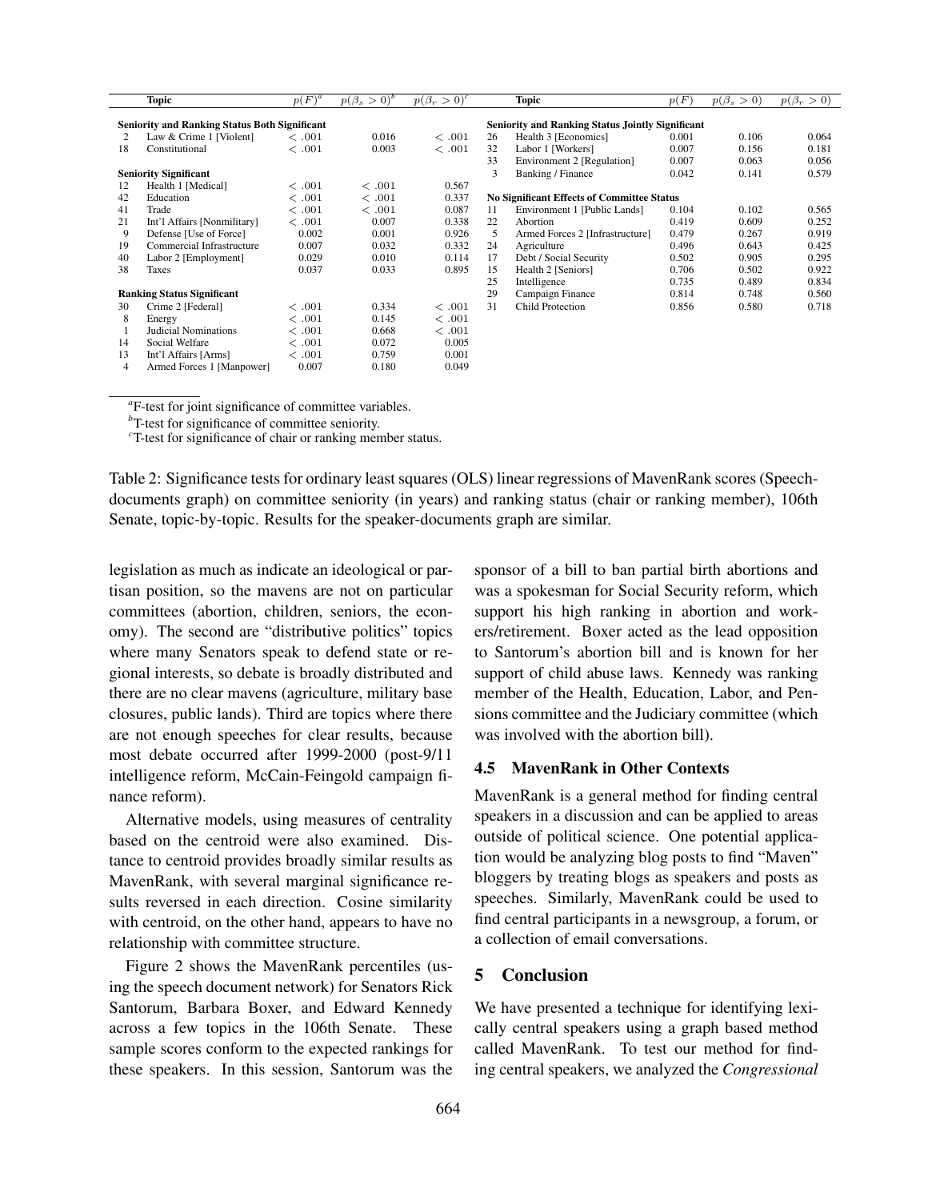| | Topic | $p(F)^a$ | $p(\beta_s > 0)^b$ | $p(\beta_r > 0)^c$ |
|---|---|---|---|---|
| | **Seniority and Ranking Status Both Significant** | | | |
| 2 | Law & Crime 1 [Violent] | $< .001$ | 0.016 | $< .001$ |
| 18 | Constitutional | $< .001$ | 0.003 | $< .001$ |
| | **Seniority Significant** | | | |
| 12 | Health 1 [Medical] | $< .001$ | $< .001$ | 0.567 |
| 42 | Education | $< .001$ | $< .001$ | 0.337 |
| 41 | Trade | $< .001$ | $< .001$ | 0.087 |
| 21 | Int'l Affairs [Nonmilitary] | $< .001$ | 0.007 | 0.338 |
| 9 | Defense [Use of Force] | 0.002 | 0.001 | 0.926 |
| 19 | Commercial Infrastructure | 0.007 | 0.032 | 0.332 |
| 40 | Labor 2 [Employment] | 0.029 | 0.010 | 0.114 |
| 38 | Taxes | 0.037 | 0.033 | 0.895 |
| | **Ranking Status Significant** | | | |
| 30 | Crime 2 [Federal] | $< .001$ | 0.334 | $< .001$ |
| 8 | Energy | $< .001$ | 0.145 | $< .001$ |
| 1 | Judicial Nominations | $< .001$ | 0.668 | $< .001$ |
| 14 | Social Welfare | $< .001$ | 0.072 | 0.005 |
| 13 | Int'l Affairs [Arms] | $< .001$ | 0.759 | 0.001 |
| 4 | Armed Forces 1 [Manpower] | 0.007 | 0.180 | 0.049 |
| | **Seniority and Ranking Status Jointly Significant** | | | |
| 26 | Health 3 [Economics] | 0.001 | 0.106 | 0.064 |
| 32 | Labor 1 [Workers] | 0.007 | 0.156 | 0.181 |
| 33 | Environment 2 [Regulation] | 0.007 | 0.063 | 0.056 |
| 3 | Banking / Finance | 0.042 | 0.141 | 0.579 |
| | **No Significant Effects of Committee Status** | | | |
| 11 | Environment 1 [Public Lands] | 0.104 | 0.102 | 0.565 |
| 22 | Abortion | 0.419 | 0.609 | 0.252 |
| 5 | Armed Forces 2 [Infrastructure] | 0.479 | 0.267 | 0.919 |
| 24 | Agriculture | 0.496 | 0.643 | 0.425 |
| 17 | Debt / Social Security | 0.502 | 0.905 | 0.295 |
| 15 | Health 2 [Seniors] | 0.706 | 0.502 | 0.922 |
| 25 | Intelligence | 0.735 | 0.489 | 0.834 |
| 29 | Campaign Finance | 0.814 | 0.748 | 0.560 |
| 31 | Child Protection | 0.856 | 0.580 | 0.718 |

[a] F-test for joint significance of committee variables.
[b] T-test for significance of committee seniority.
[c] T-test for significance of chair or ranking member status.

Table 2: Significance tests for ordinary least squares (OLS) linear regressions of MavenRank scores (Speech-documents graph) on committee seniority (in years) and ranking status (chair or ranking member), 106th Senate, topic-by-topic. Results for the speaker-documents graph are similar.

legislation as much as indicate an ideological or partisan position, so the mavens are not on particular committees (abortion, children, seniors, the economy). The second are "distributive politics" topics where many Senators speak to defend state or regional interests, so debate is broadly distributed and there are no clear mavens (agriculture, military base closures, public lands). Third are topics where there are not enough speeches for clear results, because most debate occurred after 1999-2000 (post-9/11 intelligence reform, McCain-Feingold campaign finance reform).

Alternative models, using measures of centrality based on the centroid were also examined. Distance to centroid provides broadly similar results as MavenRank, with several marginal significance results reversed in each direction. Cosine similarity with centroid, on the other hand, appears to have no relationship with committee structure.

Figure 2 shows the MavenRank percentiles (using the speech document network) for Senators Rick Santorum, Barbara Boxer, and Edward Kennedy across a few topics in the 106th Senate. These sample scores conform to the expected rankings for these speakers. In this session, Santorum was the sponsor of a bill to ban partial birth abortions and was a spokesman for Social Security reform, which support his high ranking in abortion and workers/retirement. Boxer acted as the lead opposition to Santorum's abortion bill and is known for her support of child abuse laws. Kennedy was ranking member of the Health, Education, Labor, and Pensions committee and the Judiciary committee (which was involved with the abortion bill).

### 4.5 MavenRank in Other Contexts

MavenRank is a general method for finding central speakers in a discussion and can be applied to areas outside of political science. One potential application would be analyzing blog posts to find "Maven" bloggers by treating blogs as speakers and posts as speeches. Similarly, MavenRank could be used to find central participants in a newsgroup, a forum, or a collection of email conversations.

## 5 Conclusion

We have presented a technique for identifying lexically central speakers using a graph based method called MavenRank. To test our method for finding central speakers, we analyzed the *Congressional*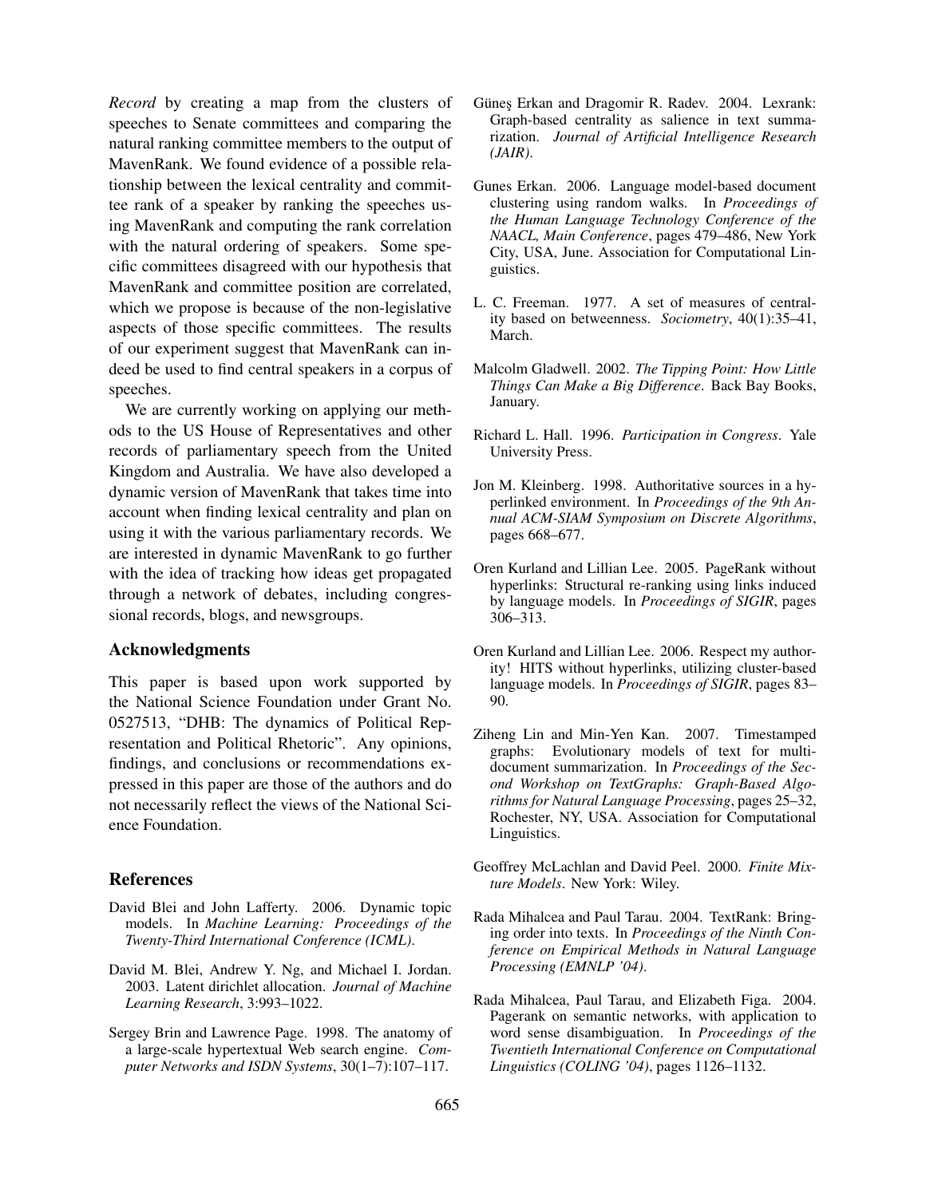*Record* by creating a map from the clusters of speeches to Senate committees and comparing the natural ranking committee members to the output of MavenRank. We found evidence of a possible relationship between the lexical centrality and committee rank of a speaker by ranking the speeches using MavenRank and computing the rank correlation with the natural ordering of speakers. Some specific committees disagreed with our hypothesis that MavenRank and committee position are correlated, which we propose is because of the non-legislative aspects of those specific committees. The results of our experiment suggest that MavenRank can indeed be used to find central speakers in a corpus of speeches.

We are currently working on applying our methods to the US House of Representatives and other records of parliamentary speech from the United Kingdom and Australia. We have also developed a dynamic version of MavenRank that takes time into account when finding lexical centrality and plan on using it with the various parliamentary records. We are interested in dynamic MavenRank to go further with the idea of tracking how ideas get propagated through a network of debates, including congressional records, blogs, and newsgroups.

## Acknowledgments

This paper is based upon work supported by the National Science Foundation under Grant No. 0527513, "DHB: The dynamics of Political Representation and Political Rhetoric". Any opinions, findings, and conclusions or recommendations expressed in this paper are those of the authors and do not necessarily reflect the views of the National Science Foundation.

## References

David Blei and John Lafferty. 2006. Dynamic topic models. In *Machine Learning: Proceedings of the Twenty-Third International Conference (ICML)*.

David M. Blei, Andrew Y. Ng, and Michael I. Jordan. 2003. Latent dirichlet allocation. *Journal of Machine Learning Research*, 3:993–1022.

Sergey Brin and Lawrence Page. 1998. The anatomy of a large-scale hypertextual Web search engine. *Computer Networks and ISDN Systems*, 30(1–7):107–117.

Güneş Erkan and Dragomir R. Radev. 2004. Lexrank: Graph-based centrality as salience in text summarization. *Journal of Artificial Intelligence Research (JAIR)*.

Gunes Erkan. 2006. Language model-based document clustering using random walks. In *Proceedings of the Human Language Technology Conference of the NAACL, Main Conference*, pages 479–486, New York City, USA, June. Association for Computational Linguistics.

L. C. Freeman. 1977. A set of measures of centrality based on betweenness. *Sociometry*, 40(1):35–41, March.

Malcolm Gladwell. 2002. *The Tipping Point: How Little Things Can Make a Big Difference*. Back Bay Books, January.

Richard L. Hall. 1996. *Participation in Congress*. Yale University Press.

Jon M. Kleinberg. 1998. Authoritative sources in a hyperlinked environment. In *Proceedings of the 9th Annual ACM-SIAM Symposium on Discrete Algorithms*, pages 668–677.

Oren Kurland and Lillian Lee. 2005. PageRank without hyperlinks: Structural re-ranking using links induced by language models. In *Proceedings of SIGIR*, pages 306–313.

Oren Kurland and Lillian Lee. 2006. Respect my authority! HITS without hyperlinks, utilizing cluster-based language models. In *Proceedings of SIGIR*, pages 83–90.

Ziheng Lin and Min-Yen Kan. 2007. Timestamped graphs: Evolutionary models of text for multi-document summarization. In *Proceedings of the Second Workshop on TextGraphs: Graph-Based Algorithms for Natural Language Processing*, pages 25–32, Rochester, NY, USA. Association for Computational Linguistics.

Geoffrey McLachlan and David Peel. 2000. *Finite Mixture Models*. New York: Wiley.

Rada Mihalcea and Paul Tarau. 2004. TextRank: Bringing order into texts. In *Proceedings of the Ninth Conference on Empirical Methods in Natural Language Processing (EMNLP '04)*.

Rada Mihalcea, Paul Tarau, and Elizabeth Figa. 2004. Pagerank on semantic networks, with application to word sense disambiguation. In *Proceedings of the Twentieth International Conference on Computational Linguistics (COLING '04)*, pages 1126–1132.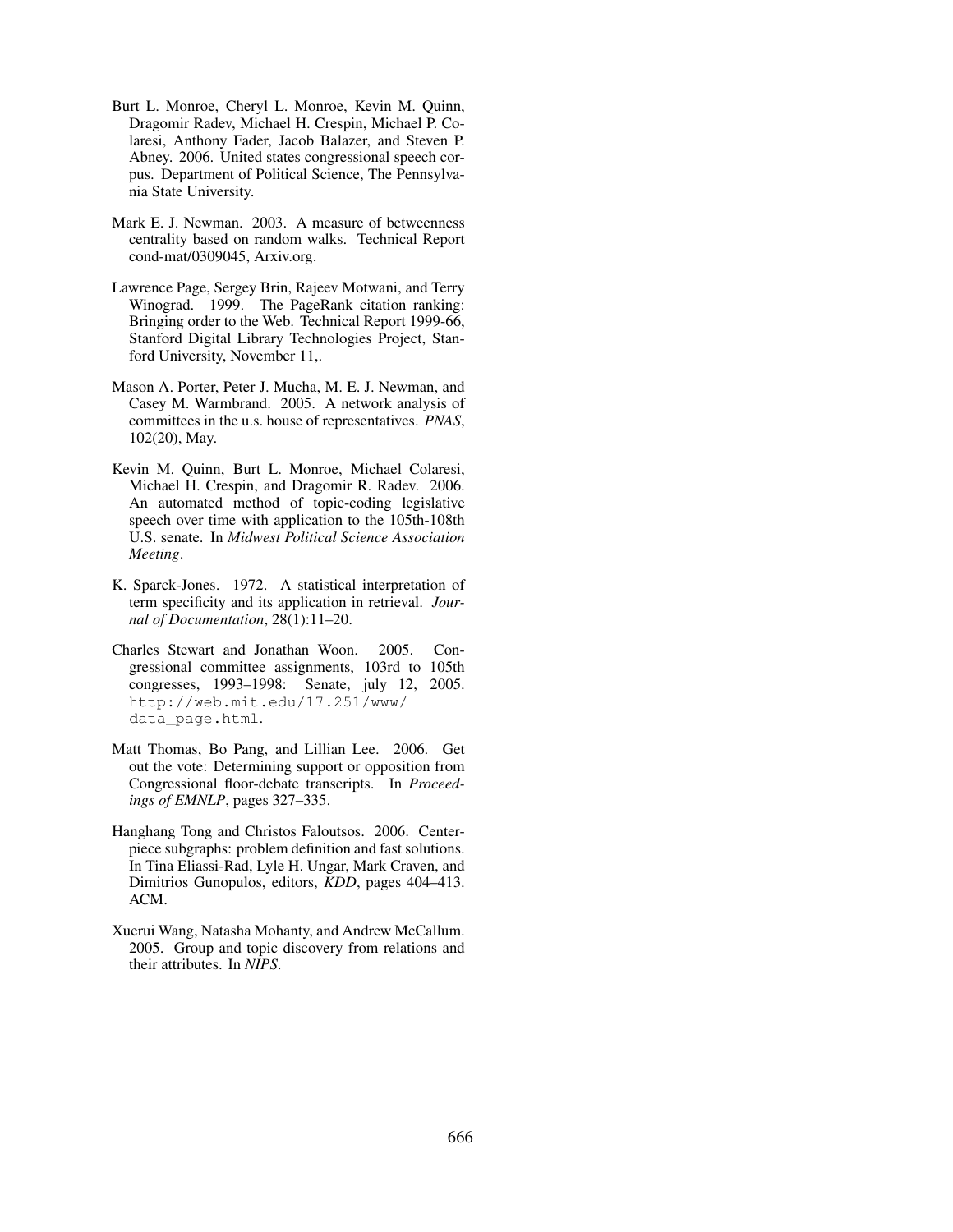Burt L. Monroe, Cheryl L. Monroe, Kevin M. Quinn, Dragomir Radev, Michael H. Crespin, Michael P. Colaresi, Anthony Fader, Jacob Balazer, and Steven P. Abney. 2006. United states congressional speech corpus. Department of Political Science, The Pennsylvania State University.

Mark E. J. Newman. 2003. A measure of betweenness centrality based on random walks. Technical Report cond-mat/0309045, Arxiv.org.

Lawrence Page, Sergey Brin, Rajeev Motwani, and Terry Winograd. 1999. The PageRank citation ranking: Bringing order to the Web. Technical Report 1999-66, Stanford Digital Library Technologies Project, Stanford University, November 11,.

Mason A. Porter, Peter J. Mucha, M. E. J. Newman, and Casey M. Warmbrand. 2005. A network analysis of committees in the u.s. house of representatives. *PNAS*, 102(20), May.

Kevin M. Quinn, Burt L. Monroe, Michael Colaresi, Michael H. Crespin, and Dragomir R. Radev. 2006. An automated method of topic-coding legislative speech over time with application to the 105th-108th U.S. senate. In *Midwest Political Science Association Meeting*.

K. Sparck-Jones. 1972. A statistical interpretation of term specificity and its application in retrieval. *Journal of Documentation*, 28(1):11–20.

Charles Stewart and Jonathan Woon. 2005. Congressional committee assignments, 103rd to 105th congresses, 1993–1998: Senate, july 12, 2005. `http://web.mit.edu/17.251/www/data_page.html`.

Matt Thomas, Bo Pang, and Lillian Lee. 2006. Get out the vote: Determining support or opposition from Congressional floor-debate transcripts. In *Proceedings of EMNLP*, pages 327–335.

Hanghang Tong and Christos Faloutsos. 2006. Center-piece subgraphs: problem definition and fast solutions. In Tina Eliassi-Rad, Lyle H. Ungar, Mark Craven, and Dimitrios Gunopulos, editors, *KDD*, pages 404–413. ACM.

Xuerui Wang, Natasha Mohanty, and Andrew McCallum. 2005. Group and topic discovery from relations and their attributes. In *NIPS*.